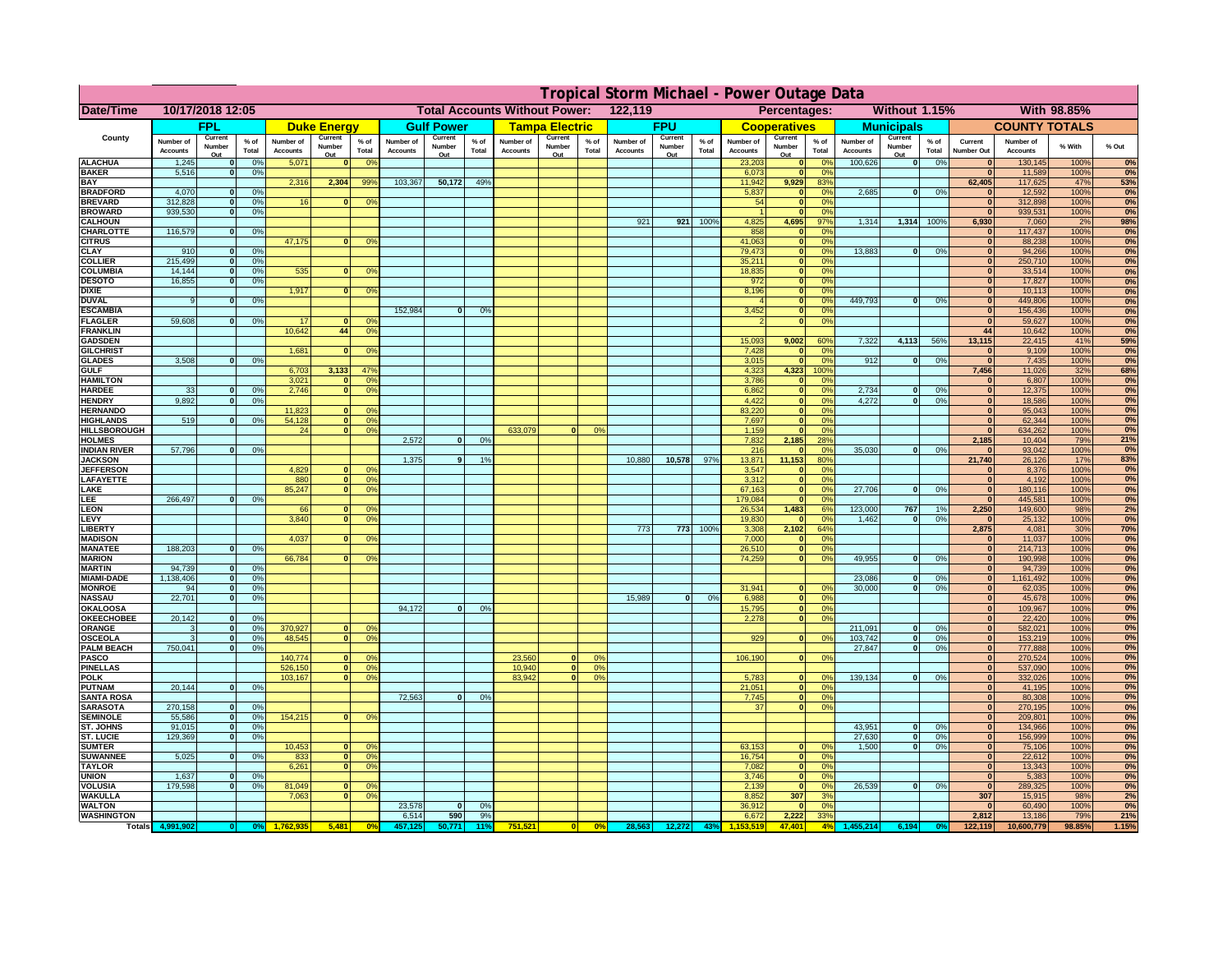# Tropical Storm Michael - Power Outage Data

| Date/Time | 10/17/2018 12:05 | | | | | | Total Accounts Without Power: | | | 122,119 | | | | | | Percentages: | | | Without 1.15% | | | With 98.85% | | | |
|---|---|---|---|---|---|---|---|---|---|---|---|---|---|---|---|---|---|---|---|---|---|---|---|---|---|
| | FPL | | | Duke Energy | | | Gulf Power | | | Tampa Electric | | | FPU | | | Cooperatives | | | Municipals | | | COUNTY TOTALS | | | |
| County | Number of Accounts | Current Number Out | % of Total | Number of Accounts | Current Number Out | % of Total | Number of Accounts | Current Number Out | % of Total | Number of Accounts | Current Number Out | % of Total | Number of Accounts | Current Number Out | % of Total | Number of Accounts | Current Number Out | % of Total | Number of Accounts | Current Number Out | % of Total | Current Number Out | Number of Accounts | % With | % Out |
| ALACHUA | 1,245 | 0 | 0% | 5,071 | 0 | 0% | | | | | | | | | | 23,203 | 0 | 0% | 100,626 | 0 | 0% | 0 | 130,145 | 100% | 0% |
| BAKER | 5,516 | 0 | 0% | | | | | | | | | | | | | 6,073 | 0 | 0% | | | | 0 | 11,589 | 100% | 0% |
| BAY | | | | 2,316 | 2,304 | 99% | 103,367 | 50,172 | 49% | | | | | | | 11,942 | 9,929 | 83% | | | | 62,405 | 117,625 | 47% | 53% |
| BRADFORD | 4,070 | 0 | 0% | | | | | | | | | | | | | 5,837 | 0 | 0% | 2,685 | 0 | 0% | 0 | 12,592 | 100% | 0% |
| BREVARD | 312,828 | 0 | 0% | 16 | 0 | 0% | | | | | | | | | | 54 | 0 | 0% | | | | 0 | 312,898 | 100% | 0% |
| BROWARD | 939,530 | 0 | 0% | | | | | | | | | | | | | 1 | 0 | 0% | | | | 0 | 939,531 | 100% | 0% |
| CALHOUN | | | | | | | | | | | | | 921 | 921 | 100% | 4,825 | 4,695 | 97% | 1,314 | 1,314 | 100% | 6,930 | 7,060 | 2% | 98% |
| CHARLOTTE | 116,579 | 0 | 0% | | | | | | | | | | | | | 858 | 0 | 0% | | | | 0 | 117,437 | 100% | 0% |
| CITRUS | | | | 47,175 | 0 | 0% | | | | | | | | | | 41,063 | 0 | 0% | | | | 0 | 88,238 | 100% | 0% |
| CLAY | 910 | 0 | 0% | | | | | | | | | | | | | 79,473 | 0 | 0% | 13,883 | 0 | 0% | 0 | 94,266 | 100% | 0% |
| COLLIER | 215,499 | 0 | 0% | | | | | | | | | | | | | 35,211 | 0 | 0% | | | | 0 | 250,710 | 100% | 0% |
| COLUMBIA | 14,144 | 0 | 0% | 535 | 0 | 0% | | | | | | | | | | 18,835 | 0 | 0% | | | | 0 | 33,514 | 100% | 0% |
| DESOTO | 16,855 | 0 | 0% | | | | | | | | | | | | | 972 | 0 | 0% | | | | 0 | 17,827 | 100% | 0% |
| DIXIE | | | | 1,917 | 0 | 0% | | | | | | | | | | 8,196 | 0 | 0% | | | | 0 | 10,113 | 100% | 0% |
| DUVAL | 9 | 0 | 0% | | | | | | | | | | | | | 4 | 0 | 0% | 449,793 | 0 | 0% | 0 | 449,806 | 100% | 0% |
| ESCAMBIA | | | | | | | 152,984 | 0 | 0% | | | | | | | 3,452 | 0 | 0% | | | | 0 | 156,436 | 100% | 0% |
| FLAGLER | 59,608 | 0 | 0% | 17 | 0 | 0% | | | | | | | | | | 2 | 0 | 0% | | | | 0 | 59,627 | 100% | 0% |
| FRANKLIN | | | | 10,642 | 44 | 0% | | | | | | | | | | | | | | | | 44 | 10,642 | 100% | 0% |
| GADSDEN | | | | | | | | | | | | | | | | 15,093 | 9,002 | 60% | 7,322 | 4,113 | 56% | 13,115 | 22,415 | 41% | 59% |
| GILCHRIST | | | | 1,681 | 0 | 0% | | | | | | | | | | 7,428 | 0 | 0% | | | | 0 | 9,109 | 100% | 0% |
| GLADES | 3,508 | 0 | 0% | | | | | | | | | | | | | 3,015 | 0 | 0% | 912 | 0 | 0% | 0 | 7,435 | 100% | 0% |
| GULF | | | | 6,703 | 3,133 | 47% | | | | | | | | | | 4,323 | 4,323 | 100% | | | | 7,456 | 11,026 | 32% | 68% |
| HAMILTON | | | | 3,021 | 0 | 0% | | | | | | | | | | 3,786 | 0 | 0% | | | | 0 | 6,807 | 100% | 0% |
| HARDEE | 33 | 0 | 0% | 2,746 | 0 | 0% | | | | | | | | | | 6,862 | 0 | 0% | 2,734 | 0 | 0% | 0 | 12,375 | 100% | 0% |
| HENDRY | 9,892 | 0 | 0% | | | | | | | | | | | | | 4,422 | 0 | 0% | 4,272 | 0 | 0% | 0 | 18,586 | 100% | 0% |
| HERNANDO | | | | 11,823 | 0 | 0% | | | | | | | | | | 83,220 | 0 | 0% | | | | 0 | 95,043 | 100% | 0% |
| HIGHLANDS | 519 | 0 | 0% | 54,128 | 0 | 0% | | | | | | | | | | 7,697 | 0 | 0% | | | | 0 | 62,344 | 100% | 0% |
| HILLSBOROUGH | | | | 24 | 0 | 0% | | | | 633,079 | 0 | 0% | | | | 1,159 | 0 | 0% | | | | 0 | 634,262 | 100% | 0% |
| HOLMES | | | | | | | 2,572 | 0 | 0% | | | | | | | 7,832 | 2,185 | 28% | | | | 2,185 | 10,404 | 79% | 21% |
| INDIAN RIVER | 57,796 | 0 | 0% | | | | | | | | | | | | | 216 | 0 | 0% | 35,030 | 0 | 0% | 0 | 93,042 | 100% | 0% |
| JACKSON | | | | | | | 1,375 | 9 | 1% | | | | 10,880 | 10,578 | 97% | 13,871 | 11,153 | 80% | | | | 21,740 | 26,126 | 17% | 83% |
| JEFFERSON | | | | 4,829 | 0 | 0% | | | | | | | | | | 3,547 | 0 | 0% | | | | 0 | 8,376 | 100% | 0% |
| LAFAYETTE | | | | 880 | 0 | 0% | | | | | | | | | | 3,312 | 0 | 0% | | | | 0 | 4,192 | 100% | 0% |
| LAKE | | | | 85,247 | 0 | 0% | | | | | | | | | | 67,163 | 0 | 0% | 27,706 | 0 | 0% | 0 | 180,116 | 100% | 0% |
| LEE | 266,497 | 0 | 0% | | | | | | | | | | | | | 179,084 | 0 | 0% | | | | 0 | 445,581 | 100% | 0% |
| LEON | | | | 66 | 0 | 0% | | | | | | | | | | 26,534 | 1,483 | 6% | 123,000 | 767 | 1% | 2,250 | 149,600 | 98% | 2% |
| LEVY | | | | 3,840 | 0 | 0% | | | | | | | | | | 19,830 | 0 | 0% | 1,462 | 0 | 0% | 0 | 25,132 | 100% | 0% |
| LIBERTY | | | | | | | | | | | | | 773 | 773 | 100% | 3,308 | 2,102 | 64% | | | | 2,875 | 4,081 | 30% | 70% |
| MADISON | | | | 4,037 | 0 | 0% | | | | | | | | | | 7,000 | 0 | 0% | | | | 0 | 11,037 | 100% | 0% |
| MANATEE | 188,203 | 0 | 0% | | | | | | | | | | | | | 26,510 | 0 | 0% | | | | 0 | 214,713 | 100% | 0% |
| MARION | | | | 66,784 | 0 | 0% | | | | | | | | | | 74,259 | 0 | 0% | 49,955 | 0 | 0% | 0 | 190,998 | 100% | 0% |
| MARTIN | 94,739 | 0 | 0% | | | | | | | | | | | | | | | | | | | 0 | 94,739 | 100% | 0% |
| MIAMI-DADE | 1,138,406 | 0 | 0% | | | | | | | | | | | | | | | | 23,086 | 0 | 0% | 0 | 1,161,492 | 100% | 0% |
| MONROE | 94 | 0 | 0% | | | | | | | | | | | | | 31,941 | 0 | 0% | 30,000 | 0 | 0% | 0 | 62,035 | 100% | 0% |
| NASSAU | 22,701 | 0 | 0% | | | | | | | | | | 15,989 | 0 | 0% | 6,988 | 0 | 0% | | | | 0 | 45,678 | 100% | 0% |
| OKALOOSA | | | | | | | 94,172 | 0 | 0% | | | | | | | 15,795 | 0 | 0% | | | | 0 | 109,967 | 100% | 0% |
| OKEECHOBEE | 20,142 | 0 | 0% | | | | | | | | | | | | | 2,278 | 0 | 0% | | | | 0 | 22,420 | 100% | 0% |
| ORANGE | 3 | 0 | 0% | 370,927 | 0 | 0% | | | | | | | | | | | | | 211,091 | 0 | 0% | 0 | 582,021 | 100% | 0% |
| OSCEOLA | 3 | 0 | 0% | 48,545 | 0 | 0% | | | | | | | | | | 929 | 0 | 0% | 103,742 | 0 | 0% | 0 | 153,219 | 100% | 0% |
| PALM BEACH | 750,041 | 0 | 0% | | | | | | | | | | | | | | | | 27,847 | 0 | 0% | 0 | 777,888 | 100% | 0% |
| PASCO | | | | 140,774 | 0 | 0% | | | | 23,560 | 0 | 0% | | | | 106,190 | 0 | 0% | | | | 0 | 270,524 | 100% | 0% |
| PINELLAS | | | | 526,150 | 0 | 0% | | | | 10,940 | 0 | 0% | | | | | | | | | | 0 | 537,090 | 100% | 0% |
| POLK | | | | 103,167 | 0 | 0% | | | | 83,942 | 0 | 0% | | | | 5,783 | 0 | 0% | 139,134 | 0 | 0% | 0 | 332,026 | 100% | 0% |
| PUTNAM | 20,144 | 0 | 0% | | | | | | | | | | | | | 21,051 | 0 | 0% | | | | 0 | 41,195 | 100% | 0% |
| SANTA ROSA | | | | | | | 72,563 | 0 | 0% | | | | | | | 7,745 | 0 | 0% | | | | 0 | 80,308 | 100% | 0% |
| SARASOTA | 270,158 | 0 | 0% | | | | | | | | | | | | | 37 | 0 | 0% | | | | 0 | 270,195 | 100% | 0% |
| SEMINOLE | 55,586 | 0 | 0% | 154,215 | 0 | 0% | | | | | | | | | | | | | | | | 0 | 209,801 | 100% | 0% |
| ST. JOHNS | 91,015 | 0 | 0% | | | | | | | | | | | | | | | | 43,951 | 0 | 0% | 0 | 134,966 | 100% | 0% |
| ST. LUCIE | 129,369 | 0 | 0% | | | | | | | | | | | | | | | | 27,630 | 0 | 0% | 0 | 156,999 | 100% | 0% |
| SUMTER | | | | 10,453 | 0 | 0% | | | | | | | | | | 63,153 | 0 | 0% | 1,500 | 0 | 0% | 0 | 75,106 | 100% | 0% |
| SUWANNEE | 5,025 | 0 | 0% | 833 | 0 | 0% | | | | | | | | | | 16,754 | 0 | 0% | | | | 0 | 22,612 | 100% | 0% |
| TAYLOR | | | | 6,261 | 0 | 0% | | | | | | | | | | 7,082 | 0 | 0% | | | | 0 | 13,343 | 100% | 0% |
| UNION | 1,637 | 0 | 0% | | | | | | | | | | | | | 3,746 | 0 | 0% | | | | 0 | 5,383 | 100% | 0% |
| VOLUSIA | 179,598 | 0 | 0% | 81,049 | 0 | 0% | | | | | | | | | | 2,139 | 0 | 0% | 26,539 | 0 | 0% | 0 | 289,325 | 100% | 0% |
| WAKULLA | | | | 7,063 | 0 | 0% | | | | | | | | | | 8,852 | 307 | 3% | | | | 307 | 15,915 | 98% | 2% |
| WALTON | | | | | | | 23,578 | 0 | 0% | | | | | | | 36,912 | 0 | 0% | | | | 0 | 60,490 | 100% | 0% |
| WASHINGTON | | | | | | | 6,514 | 590 | 9% | | | | | | | 6,672 | 2,222 | 33% | | | | 2,812 | 13,186 | 79% | 21% |
| Totals | 4,991,902 | 0 | 0% | 1,762,935 | 5,481 | 0% | 457,125 | 50,771 | 11% | 751,521 | 0 | 0% | 28,563 | 12,272 | 43% | 1,153,519 | 47,401 | 4% | 1,455,214 | 6,194 | 0% | 122,119 | 10,600,779 | 98.85% | 1.15% |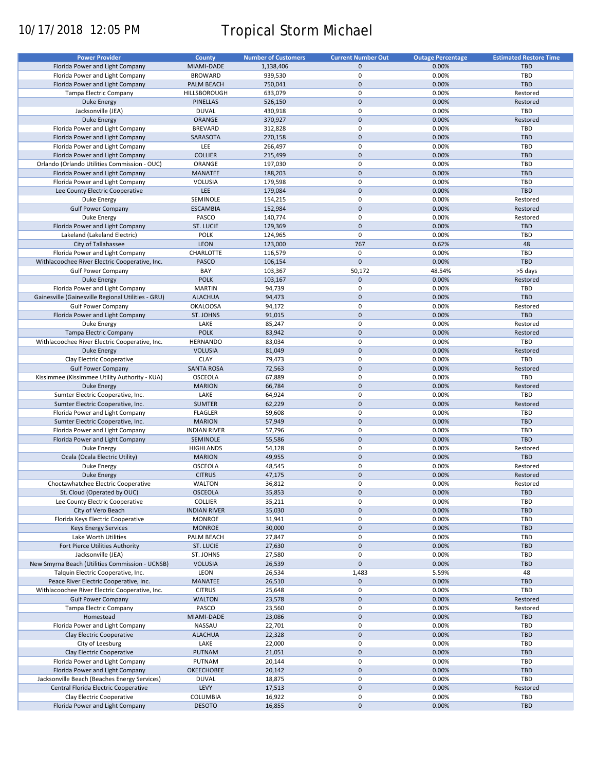10/17/2018 12:05 PM

# Tropical Storm Michael

| Power Provider | County | Number of Customers | Current Number Out | Outage Percentage | Estimated Restore Time |
|---|---|---|---|---|---|
| Florida Power and Light Company | MIAMI-DADE | 1,138,406 | 0 | 0.00% | TBD |
| Florida Power and Light Company | BROWARD | 939,530 | 0 | 0.00% | TBD |
| Florida Power and Light Company | PALM BEACH | 750,041 | 0 | 0.00% | TBD |
| Tampa Electric Company | HILLSBOROUGH | 633,079 | 0 | 0.00% | Restored |
| Duke Energy | PINELLAS | 526,150 | 0 | 0.00% | Restored |
| Jacksonville (JEA) | DUVAL | 430,918 | 0 | 0.00% | TBD |
| Duke Energy | ORANGE | 370,927 | 0 | 0.00% | Restored |
| Florida Power and Light Company | BREVARD | 312,828 | 0 | 0.00% | TBD |
| Florida Power and Light Company | SARASOTA | 270,158 | 0 | 0.00% | TBD |
| Florida Power and Light Company | LEE | 266,497 | 0 | 0.00% | TBD |
| Florida Power and Light Company | COLLIER | 215,499 | 0 | 0.00% | TBD |
| Orlando (Orlando Utilities Commission - OUC) | ORANGE | 197,030 | 0 | 0.00% | TBD |
| Florida Power and Light Company | MANATEE | 188,203 | 0 | 0.00% | TBD |
| Florida Power and Light Company | VOLUSIA | 179,598 | 0 | 0.00% | TBD |
| Lee County Electric Cooperative | LEE | 179,084 | 0 | 0.00% | TBD |
| Duke Energy | SEMINOLE | 154,215 | 0 | 0.00% | Restored |
| Gulf Power Company | ESCAMBIA | 152,984 | 0 | 0.00% | Restored |
| Duke Energy | PASCO | 140,774 | 0 | 0.00% | Restored |
| Florida Power and Light Company | ST. LUCIE | 129,369 | 0 | 0.00% | TBD |
| Lakeland (Lakeland Electric) | POLK | 124,965 | 0 | 0.00% | TBD |
| City of Tallahassee | LEON | 123,000 | 767 | 0.62% | 48 |
| Florida Power and Light Company | CHARLOTTE | 116,579 | 0 | 0.00% | TBD |
| Withlacoochee River Electric Cooperative, Inc. | PASCO | 106,154 | 0 | 0.00% | TBD |
| Gulf Power Company | BAY | 103,367 | 50,172 | 48.54% | >5 days |
| Duke Energy | POLK | 103,167 | 0 | 0.00% | Restored |
| Florida Power and Light Company | MARTIN | 94,739 | 0 | 0.00% | TBD |
| Gainesville (Gainesville Regional Utilities - GRU) | ALACHUA | 94,473 | 0 | 0.00% | TBD |
| Gulf Power Company | OKALOOSA | 94,172 | 0 | 0.00% | Restored |
| Florida Power and Light Company | ST. JOHNS | 91,015 | 0 | 0.00% | TBD |
| Duke Energy | LAKE | 85,247 | 0 | 0.00% | Restored |
| Tampa Electric Company | POLK | 83,942 | 0 | 0.00% | Restored |
| Withlacoochee River Electric Cooperative, Inc. | HERNANDO | 83,034 | 0 | 0.00% | TBD |
| Duke Energy | VOLUSIA | 81,049 | 0 | 0.00% | Restored |
| Clay Electric Cooperative | CLAY | 79,473 | 0 | 0.00% | TBD |
| Gulf Power Company | SANTA ROSA | 72,563 | 0 | 0.00% | Restored |
| Kissimmee (Kissimmee Utility Authority - KUA) | OSCEOLA | 67,889 | 0 | 0.00% | TBD |
| Duke Energy | MARION | 66,784 | 0 | 0.00% | Restored |
| Sumter Electric Cooperative, Inc. | LAKE | 64,924 | 0 | 0.00% | TBD |
| Sumter Electric Cooperative, Inc. | SUMTER | 62,229 | 0 | 0.00% | Restored |
| Florida Power and Light Company | FLAGLER | 59,608 | 0 | 0.00% | TBD |
| Sumter Electric Cooperative, Inc. | MARION | 57,949 | 0 | 0.00% | TBD |
| Florida Power and Light Company | INDIAN RIVER | 57,796 | 0 | 0.00% | TBD |
| Florida Power and Light Company | SEMINOLE | 55,586 | 0 | 0.00% | TBD |
| Duke Energy | HIGHLANDS | 54,128 | 0 | 0.00% | Restored |
| Ocala (Ocala Electric Utility) | MARION | 49,955 | 0 | 0.00% | TBD |
| Duke Energy | OSCEOLA | 48,545 | 0 | 0.00% | Restored |
| Duke Energy | CITRUS | 47,175 | 0 | 0.00% | Restored |
| Choctawhatchee Electric Cooperative | WALTON | 36,812 | 0 | 0.00% | Restored |
| St. Cloud (Operated by OUC) | OSCEOLA | 35,853 | 0 | 0.00% | TBD |
| Lee County Electric Cooperative | COLLIER | 35,211 | 0 | 0.00% | TBD |
| City of Vero Beach | INDIAN RIVER | 35,030 | 0 | 0.00% | TBD |
| Florida Keys Electric Cooperative | MONROE | 31,941 | 0 | 0.00% | TBD |
| Keys Energy Services | MONROE | 30,000 | 0 | 0.00% | TBD |
| Lake Worth Utilities | PALM BEACH | 27,847 | 0 | 0.00% | TBD |
| Fort Pierce Utilities Authority | ST. LUCIE | 27,630 | 0 | 0.00% | TBD |
| Jacksonville (JEA) | ST. JOHNS | 27,580 | 0 | 0.00% | TBD |
| New Smyrna Beach (Utilities Commission - UCNSB) | VOLUSIA | 26,539 | 0 | 0.00% | TBD |
| Talquin Electric Cooperative, Inc. | LEON | 26,534 | 1,483 | 5.59% | 48 |
| Peace River Electric Cooperative, Inc. | MANATEE | 26,510 | 0 | 0.00% | TBD |
| Withlacoochee River Electric Cooperative, Inc. | CITRUS | 25,648 | 0 | 0.00% | TBD |
| Gulf Power Company | WALTON | 23,578 | 0 | 0.00% | Restored |
| Tampa Electric Company | PASCO | 23,560 | 0 | 0.00% | Restored |
| Homestead | MIAMI-DADE | 23,086 | 0 | 0.00% | TBD |
| Florida Power and Light Company | NASSAU | 22,701 | 0 | 0.00% | TBD |
| Clay Electric Cooperative | ALACHUA | 22,328 | 0 | 0.00% | TBD |
| City of Leesburg | LAKE | 22,000 | 0 | 0.00% | TBD |
| Clay Electric Cooperative | PUTNAM | 21,051 | 0 | 0.00% | TBD |
| Florida Power and Light Company | PUTNAM | 20,144 | 0 | 0.00% | TBD |
| Florida Power and Light Company | OKEECHOBEE | 20,142 | 0 | 0.00% | TBD |
| Jacksonville Beach (Beaches Energy Services) | DUVAL | 18,875 | 0 | 0.00% | TBD |
| Central Florida Electric Cooperative | LEVY | 17,513 | 0 | 0.00% | Restored |
| Clay Electric Cooperative | COLUMBIA | 16,922 | 0 | 0.00% | TBD |
| Florida Power and Light Company | DESOTO | 16,855 | 0 | 0.00% | TBD |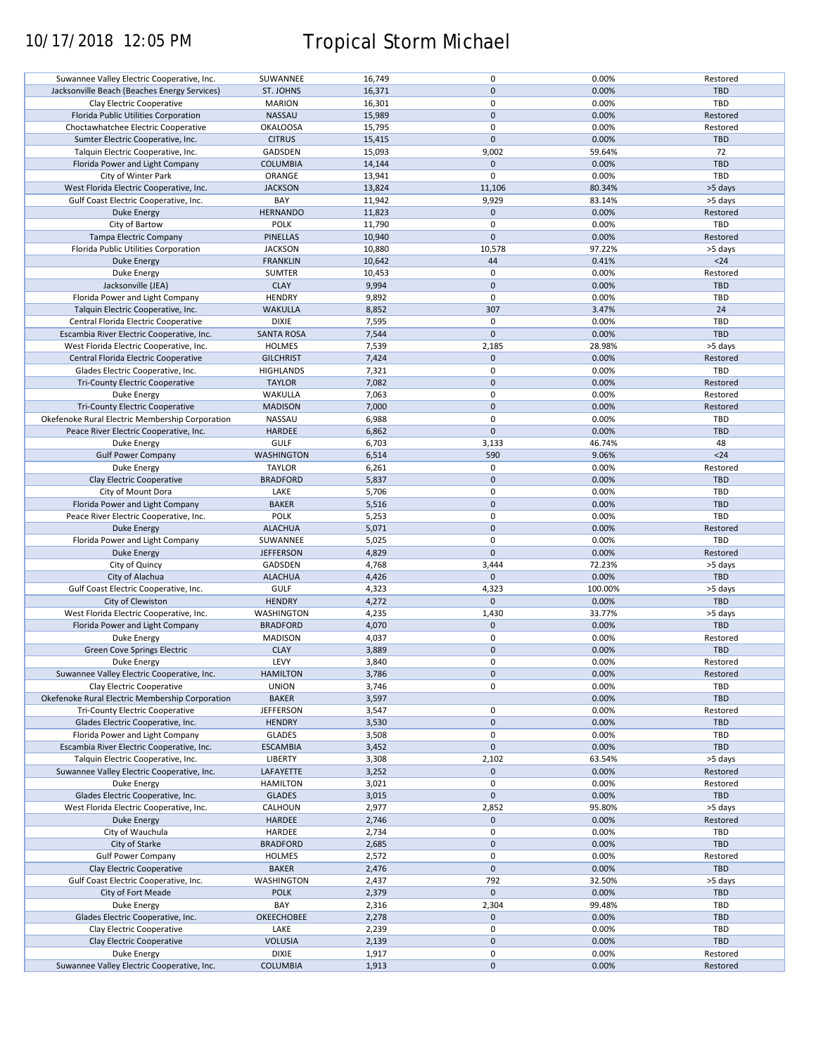10/17/2018 12:05 PM

# Tropical Storm Michael

| | | | | | |
|---|---|---|---|---|---|
| Suwannee Valley Electric Cooperative, Inc. | SUWANNEE | 16,749 | 0 | 0.00% | Restored |
| Jacksonville Beach (Beaches Energy Services) | ST. JOHNS | 16,371 | 0 | 0.00% | TBD |
| Clay Electric Cooperative | MARION | 16,301 | 0 | 0.00% | TBD |
| Florida Public Utilities Corporation | NASSAU | 15,989 | 0 | 0.00% | Restored |
| Choctawhatchee Electric Cooperative | OKALOOSA | 15,795 | 0 | 0.00% | Restored |
| Sumter Electric Cooperative, Inc. | CITRUS | 15,415 | 0 | 0.00% | TBD |
| Talquin Electric Cooperative, Inc. | GADSDEN | 15,093 | 9,002 | 59.64% | 72 |
| Florida Power and Light Company | COLUMBIA | 14,144 | 0 | 0.00% | TBD |
| City of Winter Park | ORANGE | 13,941 | 0 | 0.00% | TBD |
| West Florida Electric Cooperative, Inc. | JACKSON | 13,824 | 11,106 | 80.34% | >5 days |
| Gulf Coast Electric Cooperative, Inc. | BAY | 11,942 | 9,929 | 83.14% | >5 days |
| Duke Energy | HERNANDO | 11,823 | 0 | 0.00% | Restored |
| City of Bartow | POLK | 11,790 | 0 | 0.00% | TBD |
| Tampa Electric Company | PINELLAS | 10,940 | 0 | 0.00% | Restored |
| Florida Public Utilities Corporation | JACKSON | 10,880 | 10,578 | 97.22% | >5 days |
| Duke Energy | FRANKLIN | 10,642 | 44 | 0.41% | <24 |
| Duke Energy | SUMTER | 10,453 | 0 | 0.00% | Restored |
| Jacksonville (JEA) | CLAY | 9,994 | 0 | 0.00% | TBD |
| Florida Power and Light Company | HENDRY | 9,892 | 0 | 0.00% | TBD |
| Talquin Electric Cooperative, Inc. | WAKULLA | 8,852 | 307 | 3.47% | 24 |
| Central Florida Electric Cooperative | DIXIE | 7,595 | 0 | 0.00% | TBD |
| Escambia River Electric Cooperative, Inc. | SANTA ROSA | 7,544 | 0 | 0.00% | TBD |
| West Florida Electric Cooperative, Inc. | HOLMES | 7,539 | 2,185 | 28.98% | >5 days |
| Central Florida Electric Cooperative | GILCHRIST | 7,424 | 0 | 0.00% | Restored |
| Glades Electric Cooperative, Inc. | HIGHLANDS | 7,321 | 0 | 0.00% | TBD |
| Tri-County Electric Cooperative | TAYLOR | 7,082 | 0 | 0.00% | Restored |
| Duke Energy | WAKULLA | 7,063 | 0 | 0.00% | Restored |
| Tri-County Electric Cooperative | MADISON | 7,000 | 0 | 0.00% | Restored |
| Okefenoke Rural Electric Membership Corporation | NASSAU | 6,988 | 0 | 0.00% | TBD |
| Peace River Electric Cooperative, Inc. | HARDEE | 6,862 | 0 | 0.00% | TBD |
| Duke Energy | GULF | 6,703 | 3,133 | 46.74% | 48 |
| Gulf Power Company | WASHINGTON | 6,514 | 590 | 9.06% | <24 |
| Duke Energy | TAYLOR | 6,261 | 0 | 0.00% | Restored |
| Clay Electric Cooperative | BRADFORD | 5,837 | 0 | 0.00% | TBD |
| City of Mount Dora | LAKE | 5,706 | 0 | 0.00% | TBD |
| Florida Power and Light Company | BAKER | 5,516 | 0 | 0.00% | TBD |
| Peace River Electric Cooperative, Inc. | POLK | 5,253 | 0 | 0.00% | TBD |
| Duke Energy | ALACHUA | 5,071 | 0 | 0.00% | Restored |
| Florida Power and Light Company | SUWANNEE | 5,025 | 0 | 0.00% | TBD |
| Duke Energy | JEFFERSON | 4,829 | 0 | 0.00% | Restored |
| City of Quincy | GADSDEN | 4,768 | 3,444 | 72.23% | >5 days |
| City of Alachua | ALACHUA | 4,426 | 0 | 0.00% | TBD |
| Gulf Coast Electric Cooperative, Inc. | GULF | 4,323 | 4,323 | 100.00% | >5 days |
| City of Clewiston | HENDRY | 4,272 | 0 | 0.00% | TBD |
| West Florida Electric Cooperative, Inc. | WASHINGTON | 4,235 | 1,430 | 33.77% | >5 days |
| Florida Power and Light Company | BRADFORD | 4,070 | 0 | 0.00% | TBD |
| Duke Energy | MADISON | 4,037 | 0 | 0.00% | Restored |
| Green Cove Springs Electric | CLAY | 3,889 | 0 | 0.00% | TBD |
| Duke Energy | LEVY | 3,840 | 0 | 0.00% | Restored |
| Suwannee Valley Electric Cooperative, Inc. | HAMILTON | 3,786 | 0 | 0.00% | Restored |
| Clay Electric Cooperative | UNION | 3,746 | 0 | 0.00% | TBD |
| Okefenoke Rural Electric Membership Corporation | BAKER | 3,597 | | 0.00% | TBD |
| Tri-County Electric Cooperative | JEFFERSON | 3,547 | 0 | 0.00% | Restored |
| Glades Electric Cooperative, Inc. | HENDRY | 3,530 | 0 | 0.00% | TBD |
| Florida Power and Light Company | GLADES | 3,508 | 0 | 0.00% | TBD |
| Escambia River Electric Cooperative, Inc. | ESCAMBIA | 3,452 | 0 | 0.00% | TBD |
| Talquin Electric Cooperative, Inc. | LIBERTY | 3,308 | 2,102 | 63.54% | >5 days |
| Suwannee Valley Electric Cooperative, Inc. | LAFAYETTE | 3,252 | 0 | 0.00% | Restored |
| Duke Energy | HAMILTON | 3,021 | 0 | 0.00% | Restored |
| Glades Electric Cooperative, Inc. | GLADES | 3,015 | 0 | 0.00% | TBD |
| West Florida Electric Cooperative, Inc. | CALHOUN | 2,977 | 2,852 | 95.80% | >5 days |
| Duke Energy | HARDEE | 2,746 | 0 | 0.00% | Restored |
| City of Wauchula | HARDEE | 2,734 | 0 | 0.00% | TBD |
| City of Starke | BRADFORD | 2,685 | 0 | 0.00% | TBD |
| Gulf Power Company | HOLMES | 2,572 | 0 | 0.00% | Restored |
| Clay Electric Cooperative | BAKER | 2,476 | 0 | 0.00% | TBD |
| Gulf Coast Electric Cooperative, Inc. | WASHINGTON | 2,437 | 792 | 32.50% | >5 days |
| City of Fort Meade | POLK | 2,379 | 0 | 0.00% | TBD |
| Duke Energy | BAY | 2,316 | 2,304 | 99.48% | TBD |
| Glades Electric Cooperative, Inc. | OKEECHOBEE | 2,278 | 0 | 0.00% | TBD |
| Clay Electric Cooperative | LAKE | 2,239 | 0 | 0.00% | TBD |
| Clay Electric Cooperative | VOLUSIA | 2,139 | 0 | 0.00% | TBD |
| Duke Energy | DIXIE | 1,917 | 0 | 0.00% | Restored |
| Suwannee Valley Electric Cooperative, Inc. | COLUMBIA | 1,913 | 0 | 0.00% | Restored |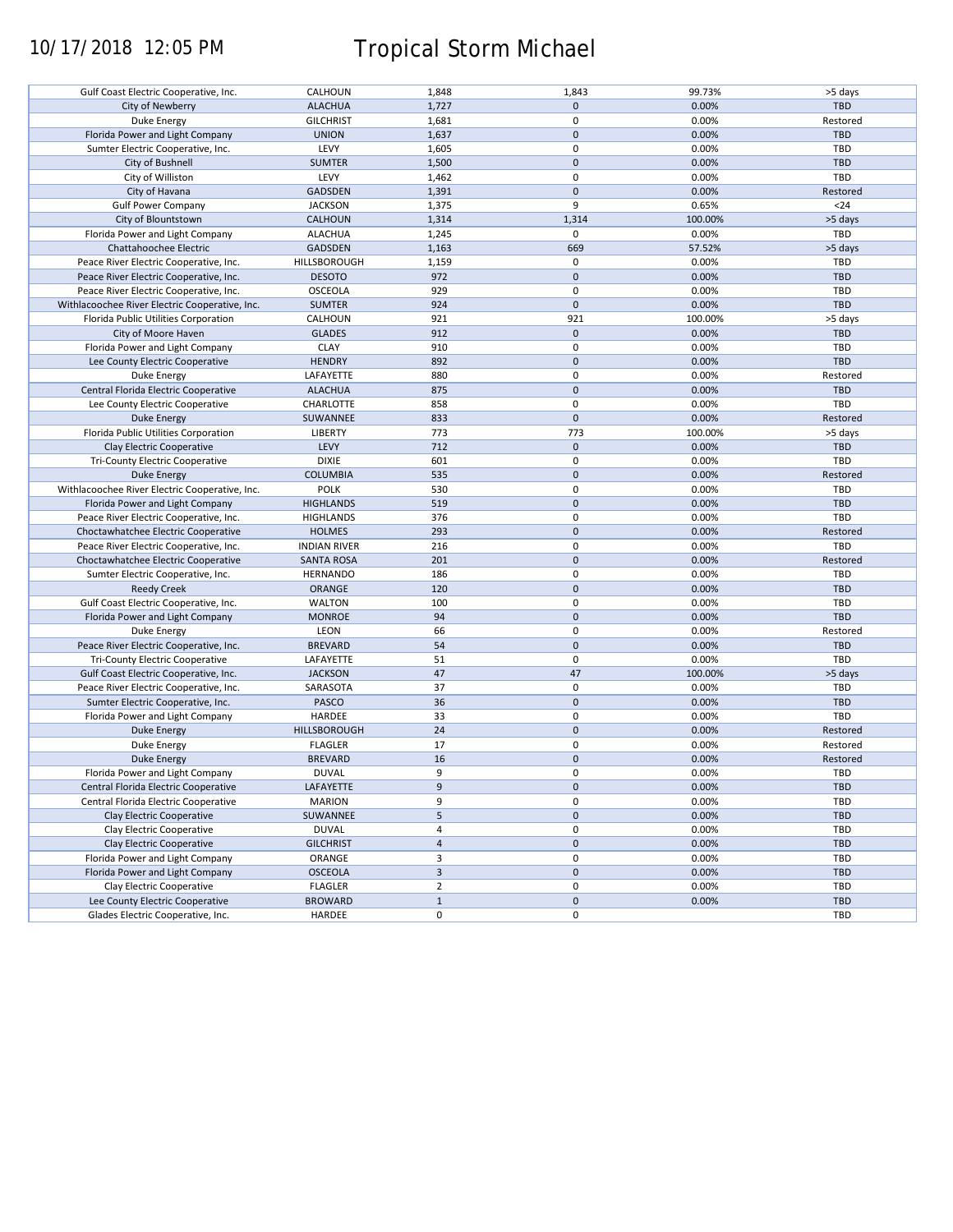10/17/2018 12:05 PM Tropical Storm Michael

| | | | | | |
|---|---|---|---|---|---|
| Gulf Coast Electric Cooperative, Inc. | CALHOUN | 1,848 | 1,843 | 99.73% | >5 days |
| City of Newberry | ALACHUA | 1,727 | 0 | 0.00% | TBD |
| Duke Energy | GILCHRIST | 1,681 | 0 | 0.00% | Restored |
| Florida Power and Light Company | UNION | 1,637 | 0 | 0.00% | TBD |
| Sumter Electric Cooperative, Inc. | LEVY | 1,605 | 0 | 0.00% | TBD |
| City of Bushnell | SUMTER | 1,500 | 0 | 0.00% | TBD |
| City of Williston | LEVY | 1,462 | 0 | 0.00% | TBD |
| City of Havana | GADSDEN | 1,391 | 0 | 0.00% | Restored |
| Gulf Power Company | JACKSON | 1,375 | 9 | 0.65% | <24 |
| City of Blountstown | CALHOUN | 1,314 | 1,314 | 100.00% | >5 days |
| Florida Power and Light Company | ALACHUA | 1,245 | 0 | 0.00% | TBD |
| Chattahoochee Electric | GADSDEN | 1,163 | 669 | 57.52% | >5 days |
| Peace River Electric Cooperative, Inc. | HILLSBOROUGH | 1,159 | 0 | 0.00% | TBD |
| Peace River Electric Cooperative, Inc. | DESOTO | 972 | 0 | 0.00% | TBD |
| Peace River Electric Cooperative, Inc. | OSCEOLA | 929 | 0 | 0.00% | TBD |
| Withlacoochee River Electric Cooperative, Inc. | SUMTER | 924 | 0 | 0.00% | TBD |
| Florida Public Utilities Corporation | CALHOUN | 921 | 921 | 100.00% | >5 days |
| City of Moore Haven | GLADES | 912 | 0 | 0.00% | TBD |
| Florida Power and Light Company | CLAY | 910 | 0 | 0.00% | TBD |
| Lee County Electric Cooperative | HENDRY | 892 | 0 | 0.00% | TBD |
| Duke Energy | LAFAYETTE | 880 | 0 | 0.00% | Restored |
| Central Florida Electric Cooperative | ALACHUA | 875 | 0 | 0.00% | TBD |
| Lee County Electric Cooperative | CHARLOTTE | 858 | 0 | 0.00% | TBD |
| Duke Energy | SUWANNEE | 833 | 0 | 0.00% | Restored |
| Florida Public Utilities Corporation | LIBERTY | 773 | 773 | 100.00% | >5 days |
| Clay Electric Cooperative | LEVY | 712 | 0 | 0.00% | TBD |
| Tri-County Electric Cooperative | DIXIE | 601 | 0 | 0.00% | TBD |
| Duke Energy | COLUMBIA | 535 | 0 | 0.00% | Restored |
| Withlacoochee River Electric Cooperative, Inc. | POLK | 530 | 0 | 0.00% | TBD |
| Florida Power and Light Company | HIGHLANDS | 519 | 0 | 0.00% | TBD |
| Peace River Electric Cooperative, Inc. | HIGHLANDS | 376 | 0 | 0.00% | TBD |
| Choctawhatchee Electric Cooperative | HOLMES | 293 | 0 | 0.00% | Restored |
| Peace River Electric Cooperative, Inc. | INDIAN RIVER | 216 | 0 | 0.00% | TBD |
| Choctawhatchee Electric Cooperative | SANTA ROSA | 201 | 0 | 0.00% | Restored |
| Sumter Electric Cooperative, Inc. | HERNANDO | 186 | 0 | 0.00% | TBD |
| Reedy Creek | ORANGE | 120 | 0 | 0.00% | TBD |
| Gulf Coast Electric Cooperative, Inc. | WALTON | 100 | 0 | 0.00% | TBD |
| Florida Power and Light Company | MONROE | 94 | 0 | 0.00% | TBD |
| Duke Energy | LEON | 66 | 0 | 0.00% | Restored |
| Peace River Electric Cooperative, Inc. | BREVARD | 54 | 0 | 0.00% | TBD |
| Tri-County Electric Cooperative | LAFAYETTE | 51 | 0 | 0.00% | TBD |
| Gulf Coast Electric Cooperative, Inc. | JACKSON | 47 | 47 | 100.00% | >5 days |
| Peace River Electric Cooperative, Inc. | SARASOTA | 37 | 0 | 0.00% | TBD |
| Sumter Electric Cooperative, Inc. | PASCO | 36 | 0 | 0.00% | TBD |
| Florida Power and Light Company | HARDEE | 33 | 0 | 0.00% | TBD |
| Duke Energy | HILLSBOROUGH | 24 | 0 | 0.00% | Restored |
| Duke Energy | FLAGLER | 17 | 0 | 0.00% | Restored |
| Duke Energy | BREVARD | 16 | 0 | 0.00% | Restored |
| Florida Power and Light Company | DUVAL | 9 | 0 | 0.00% | TBD |
| Central Florida Electric Cooperative | LAFAYETTE | 9 | 0 | 0.00% | TBD |
| Central Florida Electric Cooperative | MARION | 9 | 0 | 0.00% | TBD |
| Clay Electric Cooperative | SUWANNEE | 5 | 0 | 0.00% | TBD |
| Clay Electric Cooperative | DUVAL | 4 | 0 | 0.00% | TBD |
| Clay Electric Cooperative | GILCHRIST | 4 | 0 | 0.00% | TBD |
| Florida Power and Light Company | ORANGE | 3 | 0 | 0.00% | TBD |
| Florida Power and Light Company | OSCEOLA | 3 | 0 | 0.00% | TBD |
| Clay Electric Cooperative | FLAGLER | 2 | 0 | 0.00% | TBD |
| Lee County Electric Cooperative | BROWARD | 1 | 0 | 0.00% | TBD |
| Glades Electric Cooperative, Inc. | HARDEE | 0 | 0 | | TBD |